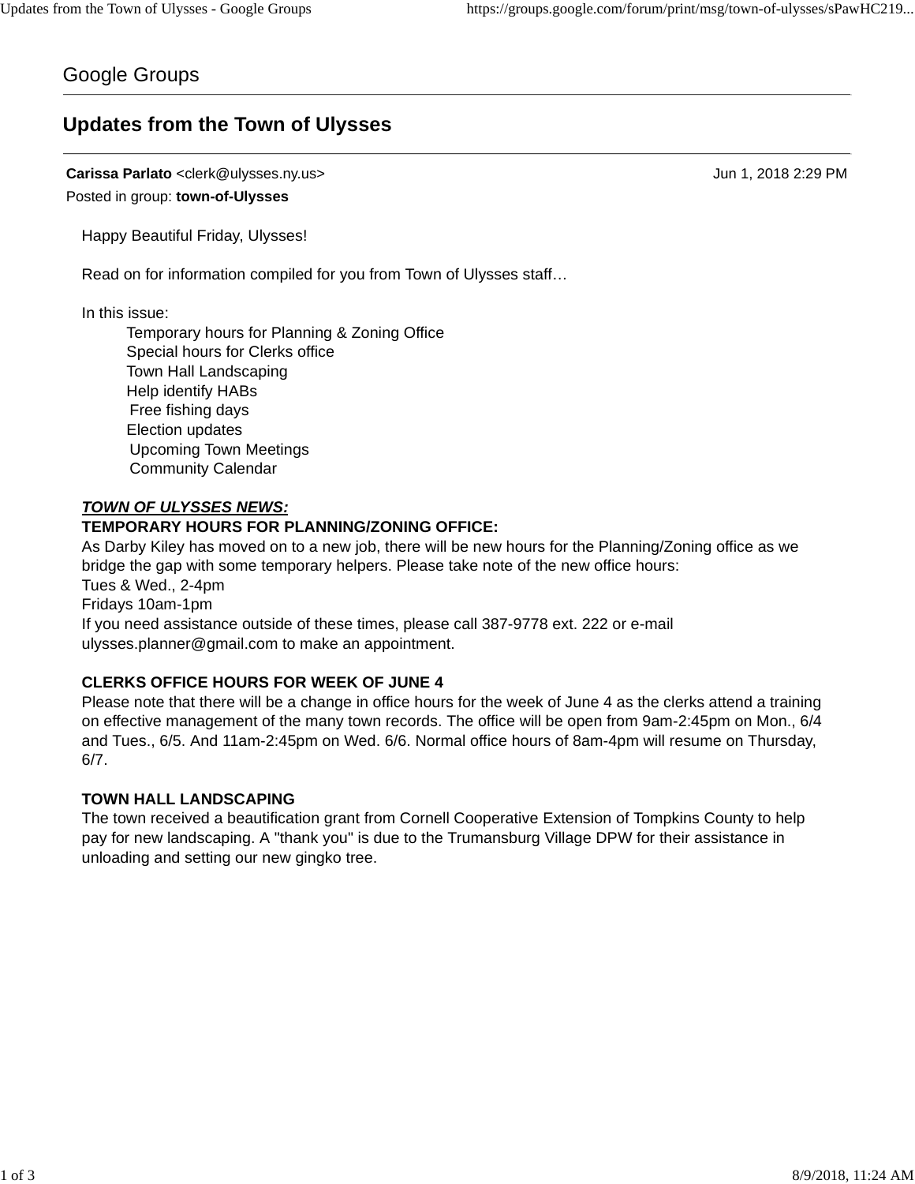Google Groups

# Updates from the Town of Ulysses

**Carissa Parlato** <clerk@ulysses.ny.us> Jun 1, 2018 2:29 PM

Posted in group: **town-of-Ulysses**

Happy Beautiful Friday, Ulysses!

Read on for information compiled for you from Town of Ulysses staff…

In this issue:

- Temporary hours for Planning & Zoning Office
- Special hours for Clerks office
- Town Hall Landscaping
- Help identify HABs
- Free fishing days
- Election updates
- Upcoming Town Meetings
- Community Calendar

***TOWN OF ULYSSES NEWS:***

**TEMPORARY HOURS FOR PLANNING/ZONING OFFICE:**

As Darby Kiley has moved on to a new job, there will be new hours for the Planning/Zoning office as we bridge the gap with some temporary helpers. Please take note of the new office hours:

Tues & Wed., 2-4pm

Fridays 10am-1pm

If you need assistance outside of these times, please call 387-9778 ext. 222 or e-mail ulysses.planner@gmail.com to make an appointment.

**CLERKS OFFICE HOURS FOR WEEK OF JUNE 4**

Please note that there will be a change in office hours for the week of June 4 as the clerks attend a training on effective management of the many town records. The office will be open from 9am-2:45pm on Mon., 6/4 and Tues., 6/5. And 11am-2:45pm on Wed. 6/6. Normal office hours of 8am-4pm will resume on Thursday, 6/7.

**TOWN HALL LANDSCAPING**

The town received a beautification grant from Cornell Cooperative Extension of Tompkins County to help pay for new landscaping. A "thank you" is due to the Trumansburg Village DPW for their assistance in unloading and setting our new gingko tree.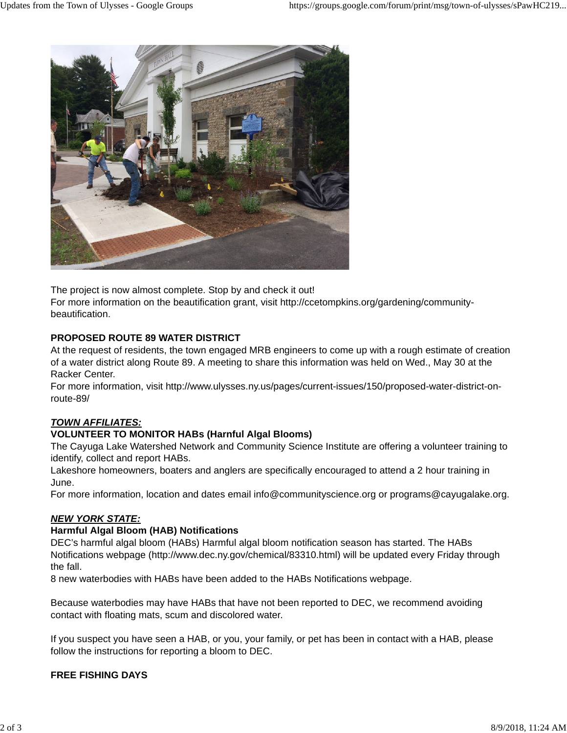The project is now almost complete. Stop by and check it out!
For more information on the beautification grant, visit http://ccetompkins.org/gardening/community-beautification.

**PROPOSED ROUTE 89 WATER DISTRICT**
At the request of residents, the town engaged MRB engineers to come up with a rough estimate of creation of a water district along Route 89. A meeting to share this information was held on Wed., May 30 at the Racker Center.
For more information, visit http://www.ulysses.ny.us/pages/current-issues/150/proposed-water-district-on-route-89/

***TOWN AFFILIATES:***
**VOLUNTEER TO MONITOR HABs (Harnful Algal Blooms)**
The Cayuga Lake Watershed Network and Community Science Institute are offering a volunteer training to identify, collect and report HABs.
Lakeshore homeowners, boaters and anglers are specifically encouraged to attend a 2 hour training in June.
For more information, location and dates email info@communityscience.org or programs@cayugalake.org.

***NEW YORK STATE:***
**Harmful Algal Bloom (HAB) Notifications**
DEC's harmful algal bloom (HABs) Harmful algal bloom notification season has started. The HABs Notifications webpage (http://www.dec.ny.gov/chemical/83310.html) will be updated every Friday through the fall.
8 new waterbodies with HABs have been added to the HABs Notifications webpage.

Because waterbodies may have HABs that have not been reported to DEC, we recommend avoiding contact with floating mats, scum and discolored water.

If you suspect you have seen a HAB, or you, your family, or pet has been in contact with a HAB, please follow the instructions for reporting a bloom to DEC.

**FREE FISHING DAYS**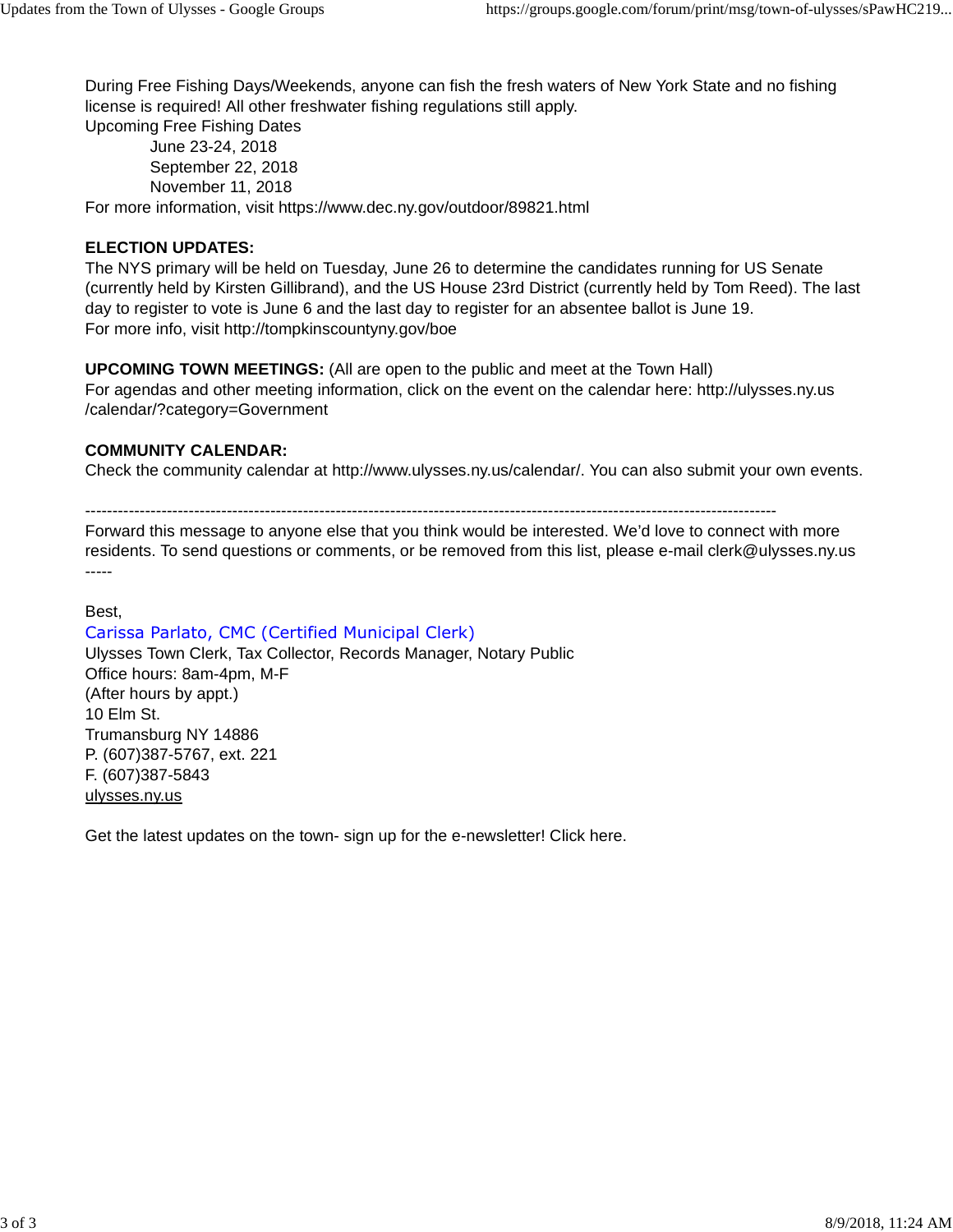During Free Fishing Days/Weekends, anyone can fish the fresh waters of New York State and no fishing license is required! All other freshwater fishing regulations still apply.

Upcoming Free Fishing Dates

- June 23-24, 2018
- September 22, 2018
- November 11, 2018

For more information, visit https://www.dec.ny.gov/outdoor/89821.html

**ELECTION UPDATES:**

The NYS primary will be held on Tuesday, June 26 to determine the candidates running for US Senate (currently held by Kirsten Gillibrand), and the US House 23rd District (currently held by Tom Reed). The last day to register to vote is June 6 and the last day to register for an absentee ballot is June 19.

For more info, visit http://tompkinscountyny.gov/boe

**UPCOMING TOWN MEETINGS:** (All are open to the public and meet at the Town Hall)

For agendas and other meeting information, click on the event on the calendar here: http://ulysses.ny.us/calendar/?category=Government

**COMMUNITY CALENDAR:**

Check the community calendar at http://www.ulysses.ny.us/calendar/. You can also submit your own events.

--------------------------------------------------------------------------------------------------------------------------------

Forward this message to anyone else that you think would be interested. We'd love to connect with more residents. To send questions or comments, or be removed from this list, please e-mail clerk@ulysses.ny.us

-----

Best,

Carissa Parlato, CMC (Certified Municipal Clerk)

Ulysses Town Clerk, Tax Collector, Records Manager, Notary Public

Office hours: 8am-4pm, M-F

(After hours by appt.)

10 Elm St.

Trumansburg NY 14886

P. (607)387-5767, ext. 221

F. (607)387-5843

ulysses.ny.us

Get the latest updates on the town- sign up for the e-newsletter! Click here.